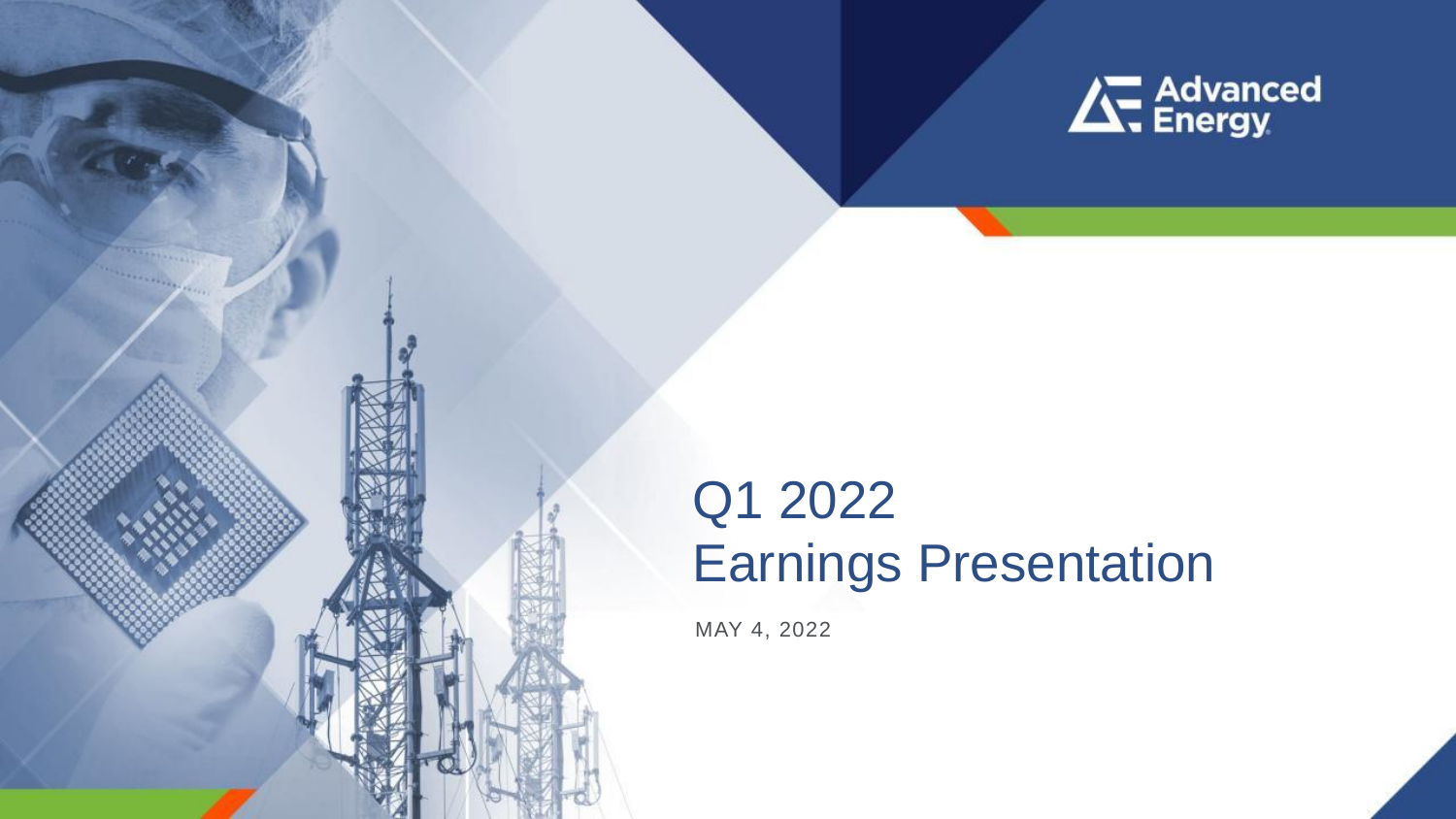Advanced Energy

# Q1 2022 Earnings Presentation

MAY 4, 2022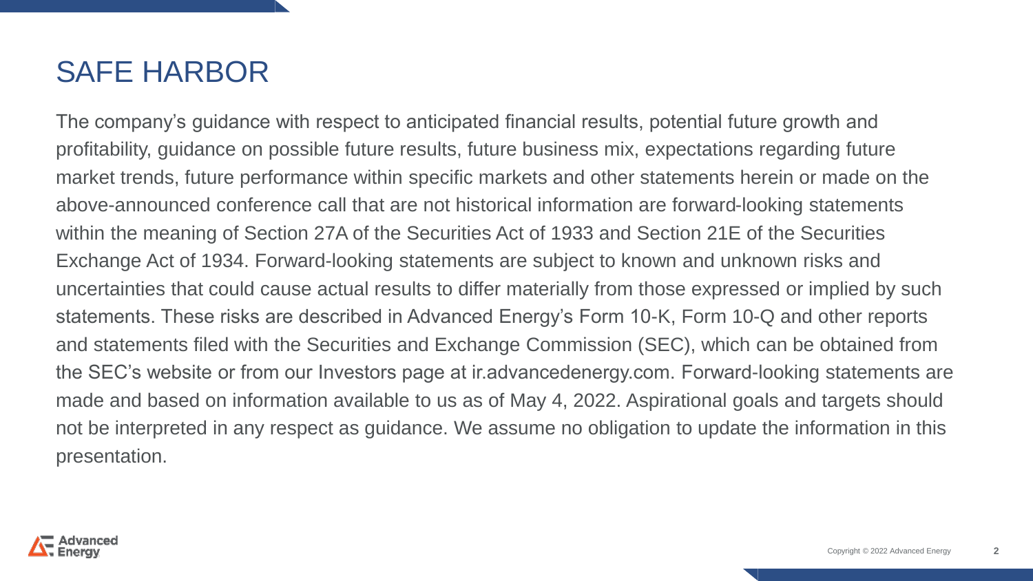# SAFE HARBOR

The company's guidance with respect to anticipated financial results, potential future growth and profitability, guidance on possible future results, future business mix, expectations regarding future market trends, future performance within specific markets and other statements herein or made on the above-announced conference call that are not historical information are forward-looking statements within the meaning of Section 27A of the Securities Act of 1933 and Section 21E of the Securities Exchange Act of 1934. Forward-looking statements are subject to known and unknown risks and uncertainties that could cause actual results to differ materially from those expressed or implied by such statements. These risks are described in Advanced Energy's Form 10-K, Form 10-Q and other reports and statements filed with the Securities and Exchange Commission (SEC), which can be obtained from the SEC's website or from our Investors page at ir.advancedenergy.com. Forward-looking statements are made and based on information available to us as of May 4, 2022. Aspirational goals and targets should not be interpreted in any respect as guidance. We assume no obligation to update the information in this presentation.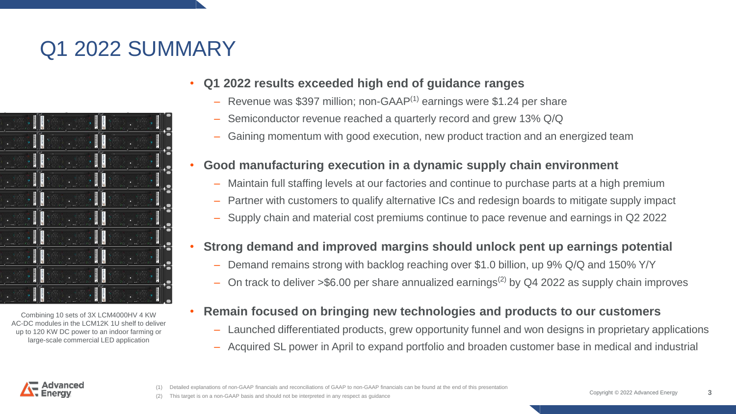# Q1 2022 SUMMARY

Combining 10 sets of 3X LCM4000HV 4 KW AC-DC modules in the LCM12K 1U shelf to deliver up to 120 KW DC power to an indoor farming or large-scale commercial LED application

- **Q1 2022 results exceeded high end of guidance ranges**
  - Revenue was $397 million; non-GAAP[1] earnings were $1.24 per share
  - Semiconductor revenue reached a quarterly record and grew 13% Q/Q
  - Gaining momentum with good execution, new product traction and an energized team
- **Good manufacturing execution in a dynamic supply chain environment**
  - Maintain full staffing levels at our factories and continue to purchase parts at a high premium
  - Partner with customers to qualify alternative ICs and redesign boards to mitigate supply impact
  - Supply chain and material cost premiums continue to pace revenue and earnings in Q2 2022
- **Strong demand and improved margins should unlock pent up earnings potential**
  - Demand remains strong with backlog reaching over $1.0 billion, up 9% Q/Q and 150% Y/Y
  - On track to deliver >$6.00 per share annualized earnings[2] by Q4 2022 as supply chain improves
- **Remain focused on bringing new technologies and products to our customers**
  - Launched differentiated products, grew opportunity funnel and won designs in proprietary applications
  - Acquired SL power in April to expand portfolio and broaden customer base in medical and industrial

(1) Detailed explanations of non-GAAP financials and reconciliations of GAAP to non-GAAP financials can be found at the end of this presentation

(2) This target is on a non-GAAP basis and should not be interpreted in any respect as guidance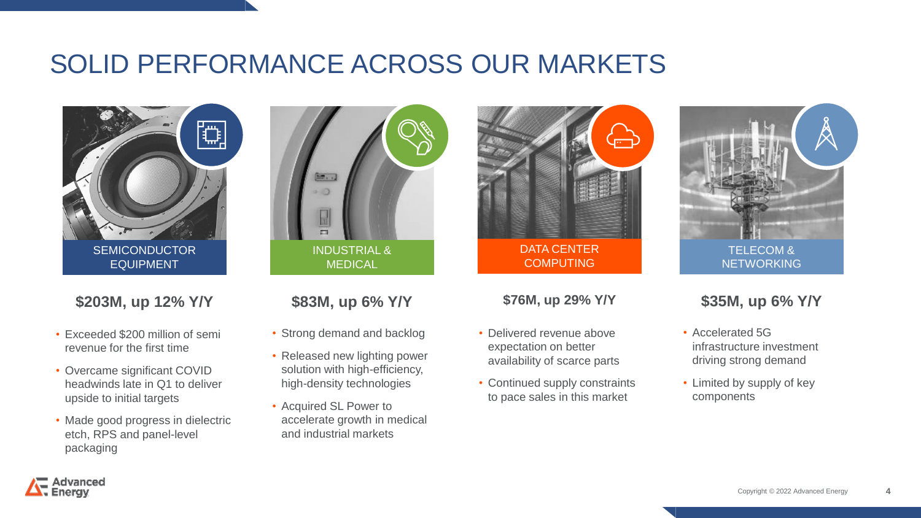# SOLID PERFORMANCE ACROSS OUR MARKETS

## SEMICONDUCTOR EQUIPMENT

**$203M, up 12% Y/Y**

- Exceeded $200 million of semi revenue for the first time
- Overcame significant COVID headwinds late in Q1 to deliver upside to initial targets
- Made good progress in dielectric etch, RPS and panel-level packaging

## INDUSTRIAL & MEDICAL

**$83M, up 6% Y/Y**

- Strong demand and backlog
- Released new lighting power solution with high-efficiency, high-density technologies
- Acquired SL Power to accelerate growth in medical and industrial markets

## DATA CENTER COMPUTING

**$76M, up 29% Y/Y**

- Delivered revenue above expectation on better availability of scarce parts
- Continued supply constraints to pace sales in this market

## TELECOM & NETWORKING

**$35M, up 6% Y/Y**

- Accelerated 5G infrastructure investment driving strong demand
- Limited by supply of key components

Copyright © 2022 Advanced Energy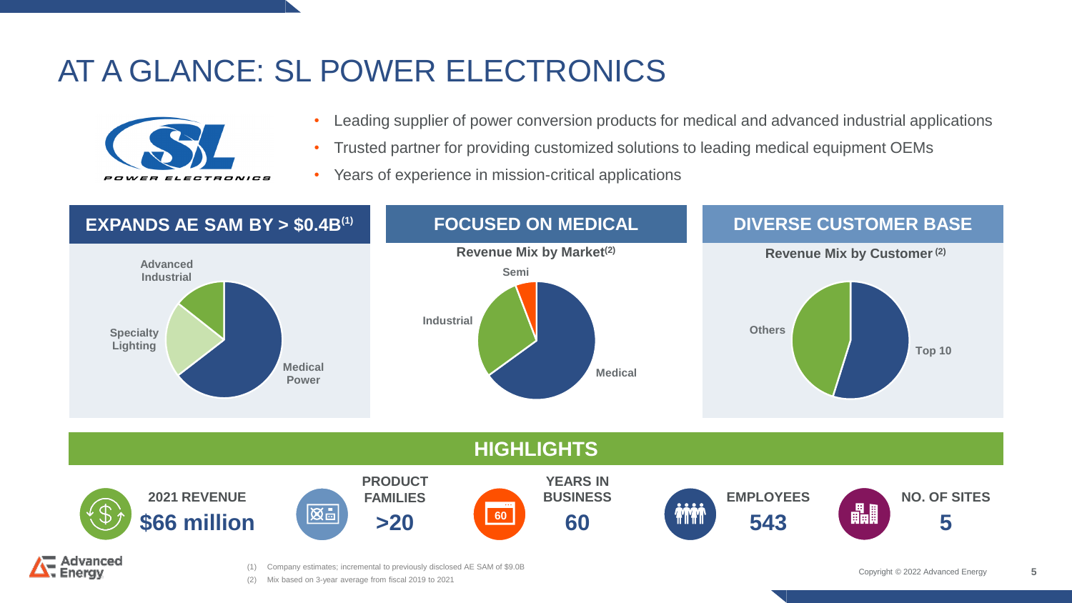# AT A GLANCE: SL POWER ELECTRONICS

- Leading supplier of power conversion products for medical and advanced industrial applications
- Trusted partner for providing customized solutions to leading medical equipment OEMs
- Years of experience in mission-critical applications

## EXPANDS AE SAM BY > $0.4B[(1)]

Advanced Industrial

Specialty Lighting

Medical Power

## FOCUSED ON MEDICAL

**Revenue Mix by Market[(2)]**

Semi

Industrial

Medical

## DIVERSE CUSTOMER BASE

**Revenue Mix by Customer[(2)]**

Others

Top 10

## HIGHLIGHTS

| 2021 REVENUE | PRODUCT FAMILIES | YEARS IN BUSINESS | EMPLOYEES | NO. OF SITES |
|---|---|---|---|---|
| $66 million | >20 | 60 | 543 | 5 |

(1) Company estimates; incremental to previously disclosed AE SAM of $9.0B

(2) Mix based on 3-year average from fiscal 2019 to 2021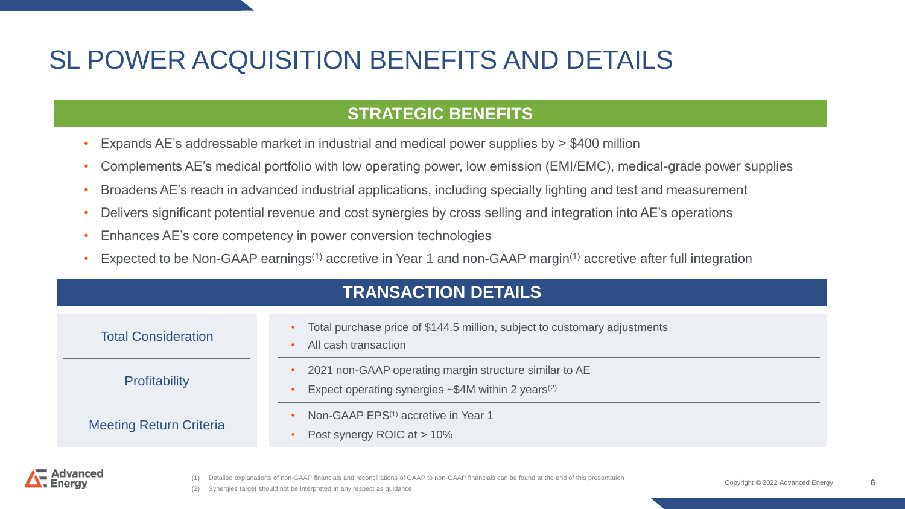# SL POWER ACQUISITION BENEFITS AND DETAILS

## STRATEGIC BENEFITS

- Expands AE's addressable market in industrial and medical power supplies by > $400 million
- Complements AE's medical portfolio with low operating power, low emission (EMI/EMC), medical-grade power supplies
- Broadens AE's reach in advanced industrial applications, including specialty lighting and test and measurement
- Delivers significant potential revenue and cost synergies by cross selling and integration into AE's operations
- Enhances AE's core competency in power conversion technologies
- Expected to be Non-GAAP earnings[1] accretive in Year 1 and non-GAAP margin[1] accretive after full integration

## TRANSACTION DETAILS

| | |
|---|---|
| Total Consideration | • Total purchase price of $144.5 million, subject to customary adjustments<br>• All cash transaction |
| Profitability | • 2021 non-GAAP operating margin structure similar to AE<br>• Expect operating synergies ~$4M within 2 years[2] |
| Meeting Return Criteria | • Non-GAAP EPS[1] accretive in Year 1<br>• Post synergy ROIC at > 10% |

(1) Detailed explanations of non-GAAP financials and reconciliations of GAAP to non-GAAP financials can be found at the end of this presentation

(2) Synergies target should not be interpreted in any respect as guidance

Copyright © 2022 Advanced Energy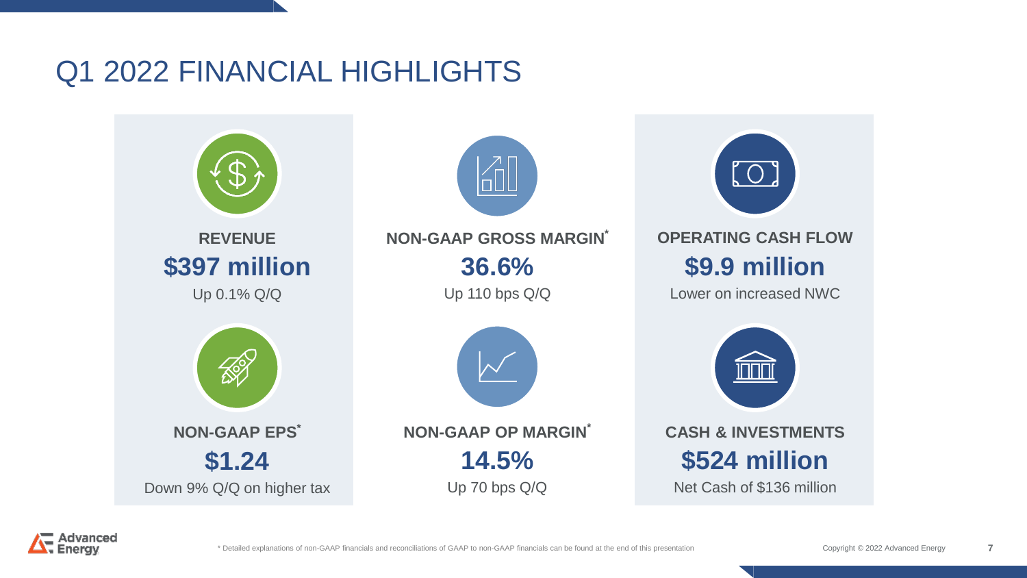# Q1 2022 FINANCIAL HIGHLIGHTS

**REVENUE**

**$397 million**

Up 0.1% Q/Q

**NON-GAAP GROSS MARGIN***

**36.6%**

Up 110 bps Q/Q

**OPERATING CASH FLOW**

**$9.9 million**

Lower on increased NWC

**NON-GAAP EPS***

**$1.24**

Down 9% Q/Q on higher tax

**NON-GAAP OP MARGIN***

**14.5%**

Up 70 bps Q/Q

**CASH & INVESTMENTS**

**$524 million**

Net Cash of $136 million

\* Detailed explanations of non-GAAP financials and reconciliations of GAAP to non-GAAP financials can be found at the end of this presentation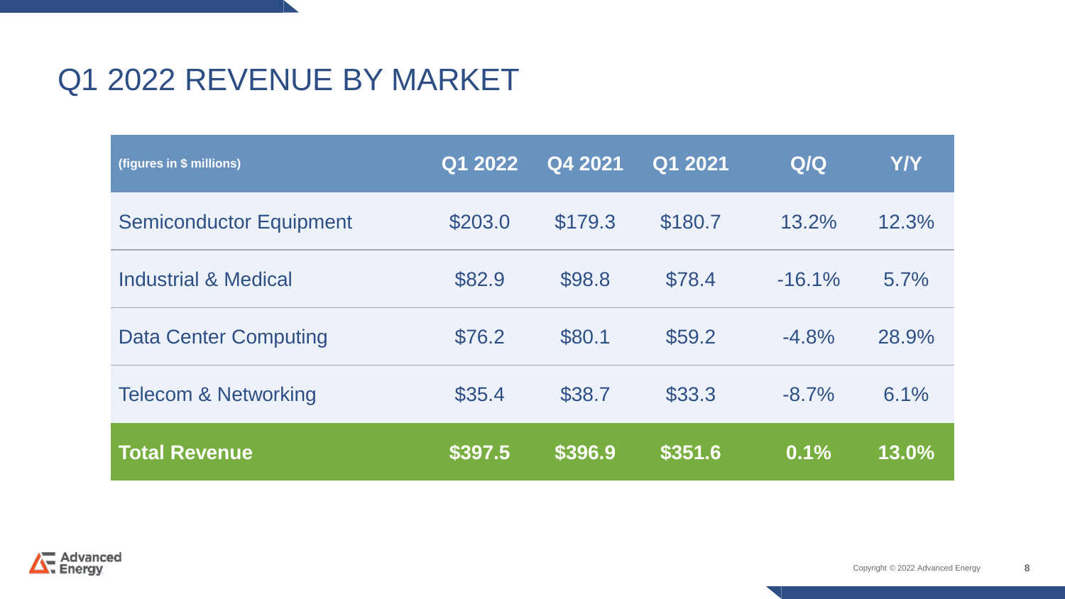# Q1 2022 REVENUE BY MARKET

| (figures in $ millions) | Q1 2022 | Q4 2021 | Q1 2021 | Q/Q | Y/Y |
|---|---|---|---|---|---|
| Semiconductor Equipment | $203.0 | $179.3 | $180.7 | 13.2% | 12.3% |
| Industrial & Medical | $82.9 | $98.8 | $78.4 | -16.1% | 5.7% |
| Data Center Computing | $76.2 | $80.1 | $59.2 | -4.8% | 28.9% |
| Telecom & Networking | $35.4 | $38.7 | $33.3 | -8.7% | 6.1% |
| **Total Revenue** | **$397.5** | **$396.9** | **$351.6** | **0.1%** | **13.0%** |

Copyright © 2022 Advanced Energy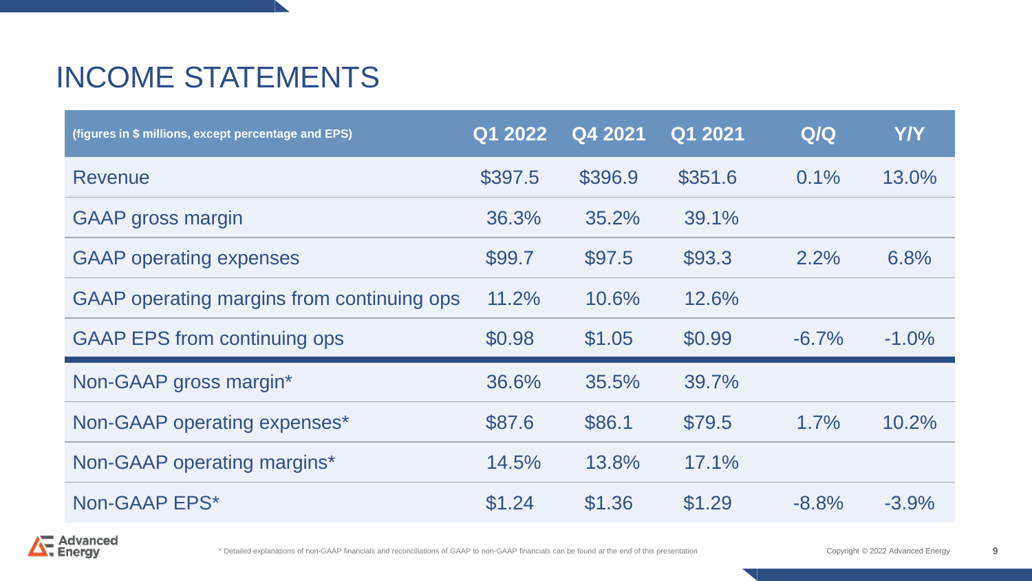# INCOME STATEMENTS

| (figures in $ millions, except percentage and EPS) | Q1 2022 | Q4 2021 | Q1 2021 | Q/Q | Y/Y |
|---|---|---|---|---|---|
| Revenue | $397.5 | $396.9 | $351.6 | 0.1% | 13.0% |
| GAAP gross margin | 36.3% | 35.2% | 39.1% | | |
| GAAP operating expenses | $99.7 | $97.5 | $93.3 | 2.2% | 6.8% |
| GAAP operating margins from continuing ops | 11.2% | 10.6% | 12.6% | | |
| GAAP EPS from continuing ops | $0.98 | $1.05 | $0.99 | -6.7% | -1.0% |
| Non-GAAP gross margin* | 36.6% | 35.5% | 39.7% | | |
| Non-GAAP operating expenses* | $87.6 | $86.1 | $79.5 | 1.7% | 10.2% |
| Non-GAAP operating margins* | 14.5% | 13.8% | 17.1% | | |
| Non-GAAP EPS* | $1.24 | $1.36 | $1.29 | -8.8% | -3.9% |

* Detailed explanations of non-GAAP financials and reconciliations of GAAP to non-GAAP financials can be found at the end of this presentation

Copyright © 2022 Advanced Energy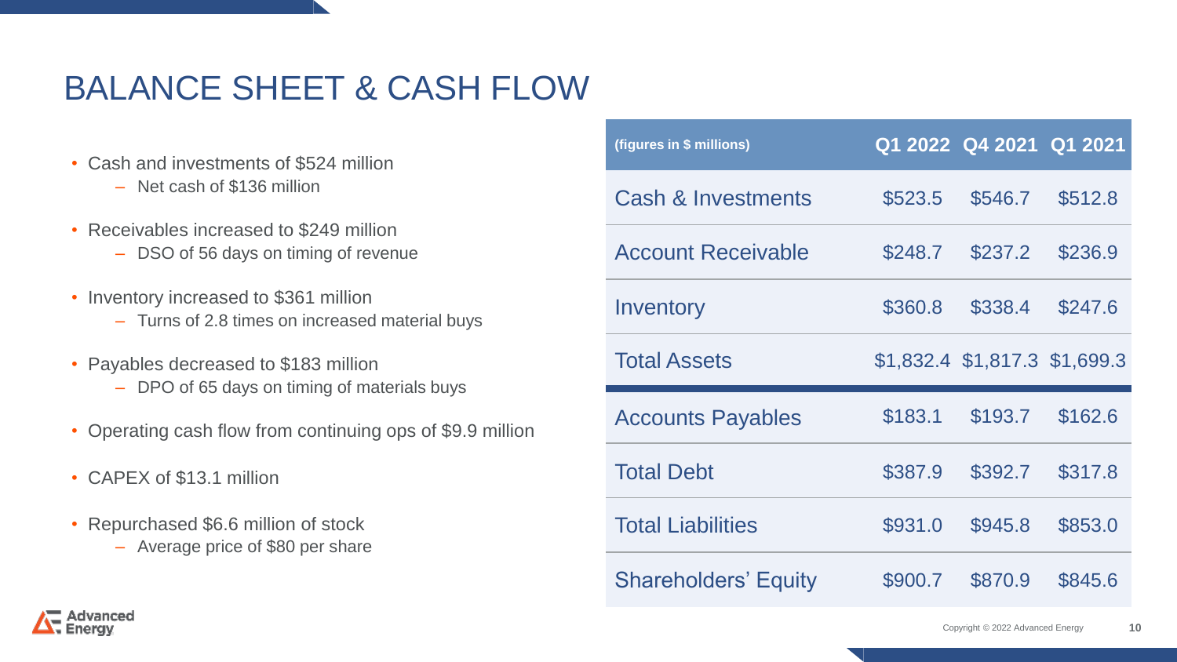# BALANCE SHEET & CASH FLOW

- Cash and investments of $524 million
  - Net cash of $136 million
- Receivables increased to $249 million
  - DSO of 56 days on timing of revenue
- Inventory increased to $361 million
  - Turns of 2.8 times on increased material buys
- Payables decreased to $183 million
  - DPO of 65 days on timing of materials buys
- Operating cash flow from continuing ops of $9.9 million
- CAPEX of $13.1 million
- Repurchased $6.6 million of stock
  - Average price of $80 per share

| (figures in $ millions) | Q1 2022 | Q4 2021 | Q1 2021 |
|---|---|---|---|
| Cash & Investments | $523.5 | $546.7 | $512.8 |
| Account Receivable | $248.7 | $237.2 | $236.9 |
| Inventory | $360.8 | $338.4 | $247.6 |
| Total Assets | $1,832.4 | $1,817.3 | $1,699.3 |
| Accounts Payables | $183.1 | $193.7 | $162.6 |
| Total Debt | $387.9 | $392.7 | $317.8 |
| Total Liabilities | $931.0 | $945.8 | $853.0 |
| Shareholders' Equity | $900.7 | $870.9 | $845.6 |

Copyright © 2022 Advanced Energy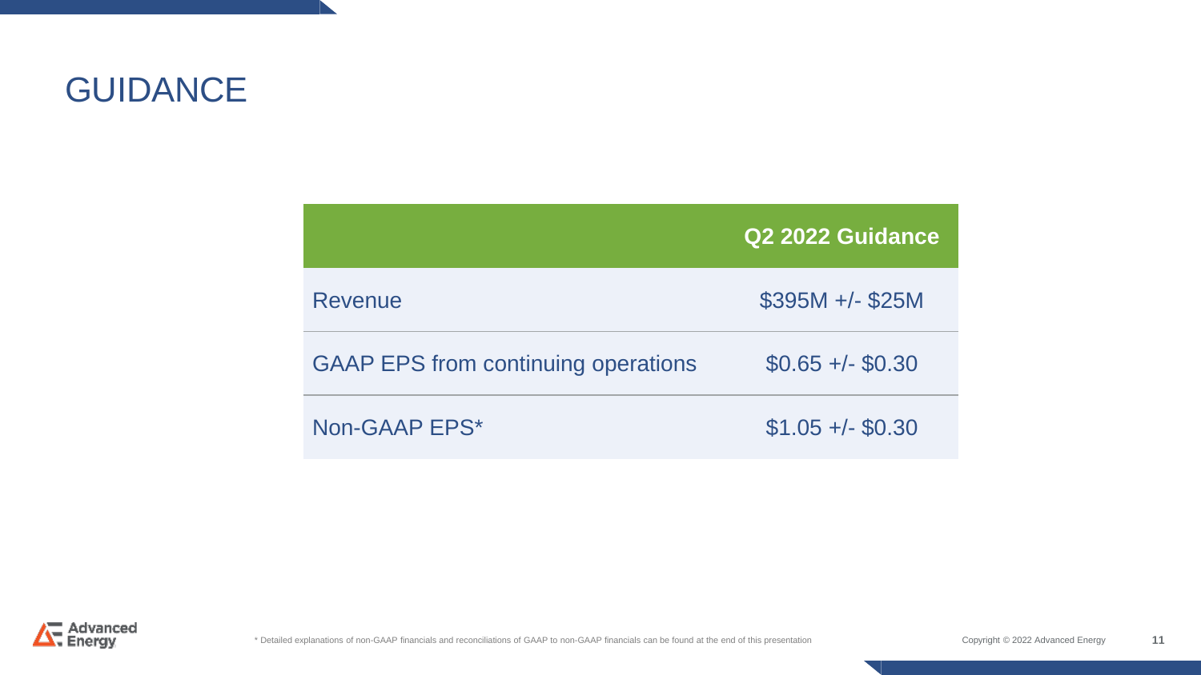# GUIDANCE

| | Q2 2022 Guidance |
|---|---|
| Revenue | $395M +/- $25M |
| GAAP EPS from continuing operations | $0.65 +/- $0.30 |
| Non-GAAP EPS* | $1.05 +/- $0.30 |

* Detailed explanations of non-GAAP financials and reconciliations of GAAP to non-GAAP financials can be found at the end of this presentation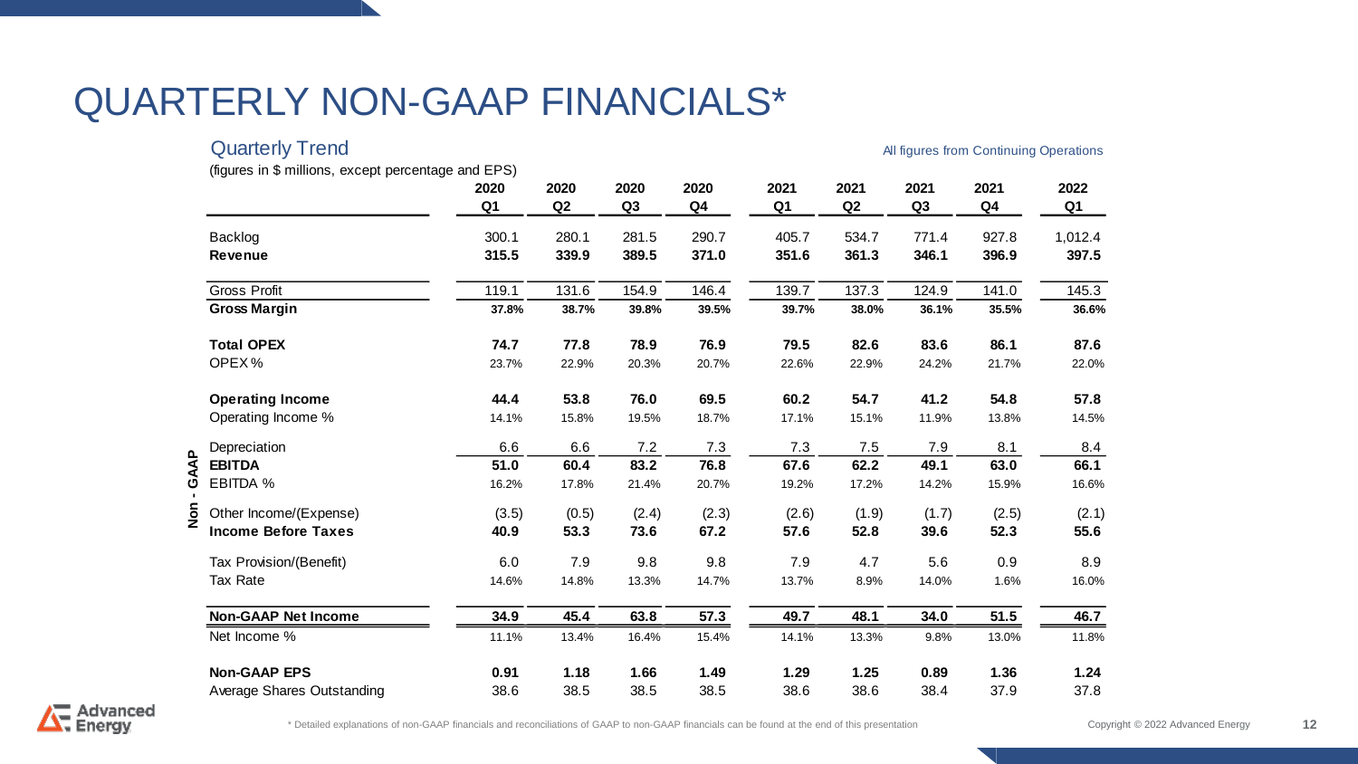# QUARTERLY NON-GAAP FINANCIALS*

## Quarterly Trend

All figures from Continuing Operations

(figures in $ millions, except percentage and EPS)

| | 2020 Q1 | 2020 Q2 | 2020 Q3 | 2020 Q4 | 2021 Q1 | 2021 Q2 | 2021 Q3 | 2021 Q4 | 2022 Q1 |
|---|---|---|---|---|---|---|---|---|---|
| Backlog | 300.1 | 280.1 | 281.5 | 290.7 | 405.7 | 534.7 | 771.4 | 927.8 | 1,012.4 |
| **Revenue** | **315.5** | **339.9** | **389.5** | **371.0** | **351.6** | **361.3** | **346.1** | **396.9** | **397.5** |
| Gross Profit | 119.1 | 131.6 | 154.9 | 146.4 | 139.7 | 137.3 | 124.9 | 141.0 | 145.3 |
| **Gross Margin** | **37.8%** | **38.7%** | **39.8%** | **39.5%** | **39.7%** | **38.0%** | **36.1%** | **35.5%** | **36.6%** |
| **Total OPEX** | **74.7** | **77.8** | **78.9** | **76.9** | **79.5** | **82.6** | **83.6** | **86.1** | **87.6** |
| OPEX % | 23.7% | 22.9% | 20.3% | 20.7% | 22.6% | 22.9% | 24.2% | 21.7% | 22.0% |
| **Operating Income** | **44.4** | **53.8** | **76.0** | **69.5** | **60.2** | **54.7** | **41.2** | **54.8** | **57.8** |
| Operating Income % | 14.1% | 15.8% | 19.5% | 18.7% | 17.1% | 15.1% | 11.9% | 13.8% | 14.5% |
| Depreciation | 6.6 | 6.6 | 7.2 | 7.3 | 7.3 | 7.5 | 7.9 | 8.1 | 8.4 |
| **EBITDA** | **51.0** | **60.4** | **83.2** | **76.8** | **67.6** | **62.2** | **49.1** | **63.0** | **66.1** |
| EBITDA % | 16.2% | 17.8% | 21.4% | 20.7% | 19.2% | 17.2% | 14.2% | 15.9% | 16.6% |
| Other Income/(Expense) | (3.5) | (0.5) | (2.4) | (2.3) | (2.6) | (1.9) | (1.7) | (2.5) | (2.1) |
| **Income Before Taxes** | **40.9** | **53.3** | **73.6** | **67.2** | **57.6** | **52.8** | **39.6** | **52.3** | **55.6** |
| Tax Provision/(Benefit) | 6.0 | 7.9 | 9.8 | 9.8 | 7.9 | 4.7 | 5.6 | 0.9 | 8.9 |
| Tax Rate | 14.6% | 14.8% | 13.3% | 14.7% | 13.7% | 8.9% | 14.0% | 1.6% | 16.0% |
| **Non-GAAP Net Income** | **34.9** | **45.4** | **63.8** | **57.3** | **49.7** | **48.1** | **34.0** | **51.5** | **46.7** |
| Net Income % | 11.1% | 13.4% | 16.4% | 15.4% | 14.1% | 13.3% | 9.8% | 13.0% | 11.8% |
| **Non-GAAP EPS** | **0.91** | **1.18** | **1.66** | **1.49** | **1.29** | **1.25** | **0.89** | **1.36** | **1.24** |
| Average Shares Outstanding | 38.6 | 38.5 | 38.5 | 38.5 | 38.6 | 38.6 | 38.4 | 37.9 | 37.8 |

* Detailed explanations of non-GAAP financials and reconciliations of GAAP to non-GAAP financials can be found at the end of this presentation

Copyright © 2022 Advanced Energy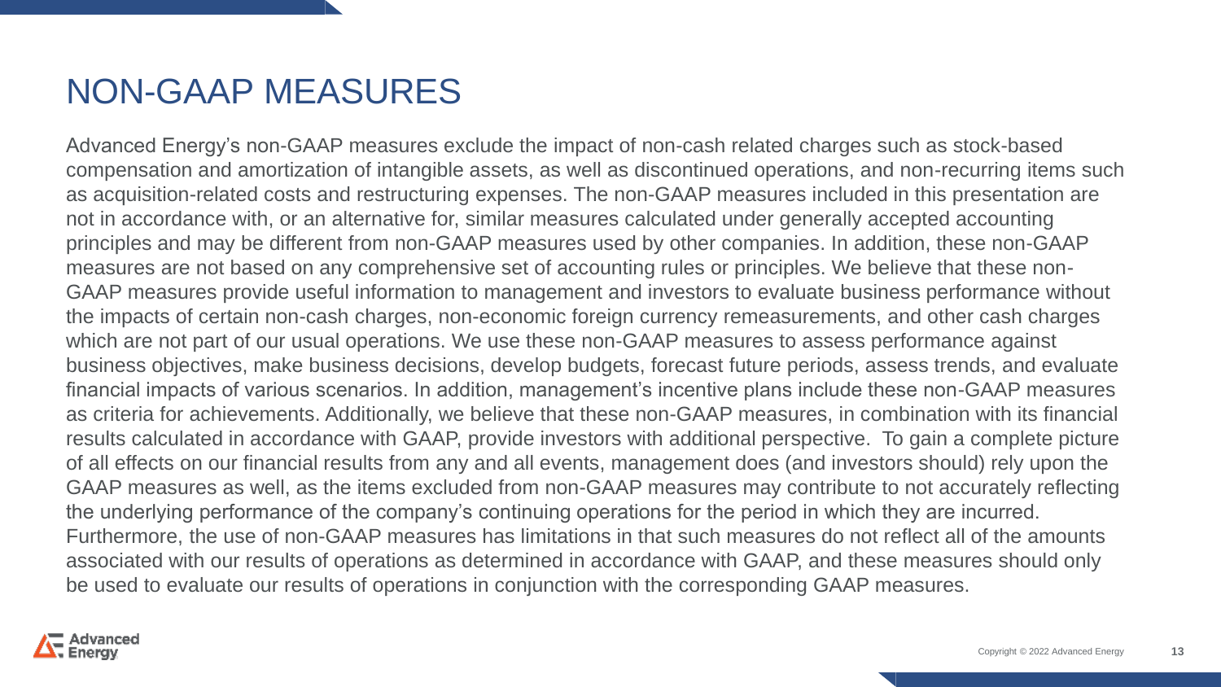# NON-GAAP MEASURES

Advanced Energy's non-GAAP measures exclude the impact of non-cash related charges such as stock-based compensation and amortization of intangible assets, as well as discontinued operations, and non-recurring items such as acquisition-related costs and restructuring expenses. The non-GAAP measures included in this presentation are not in accordance with, or an alternative for, similar measures calculated under generally accepted accounting principles and may be different from non-GAAP measures used by other companies. In addition, these non-GAAP measures are not based on any comprehensive set of accounting rules or principles. We believe that these non-GAAP measures provide useful information to management and investors to evaluate business performance without the impacts of certain non-cash charges, non-economic foreign currency remeasurements, and other cash charges which are not part of our usual operations. We use these non-GAAP measures to assess performance against business objectives, make business decisions, develop budgets, forecast future periods, assess trends, and evaluate financial impacts of various scenarios. In addition, management's incentive plans include these non-GAAP measures as criteria for achievements. Additionally, we believe that these non-GAAP measures, in combination with its financial results calculated in accordance with GAAP, provide investors with additional perspective. To gain a complete picture of all effects on our financial results from any and all events, management does (and investors should) rely upon the GAAP measures as well, as the items excluded from non-GAAP measures may contribute to not accurately reflecting the underlying performance of the company's continuing operations for the period in which they are incurred. Furthermore, the use of non-GAAP measures has limitations in that such measures do not reflect all of the amounts associated with our results of operations as determined in accordance with GAAP, and these measures should only be used to evaluate our results of operations in conjunction with the corresponding GAAP measures.

Copyright © 2022 Advanced Energy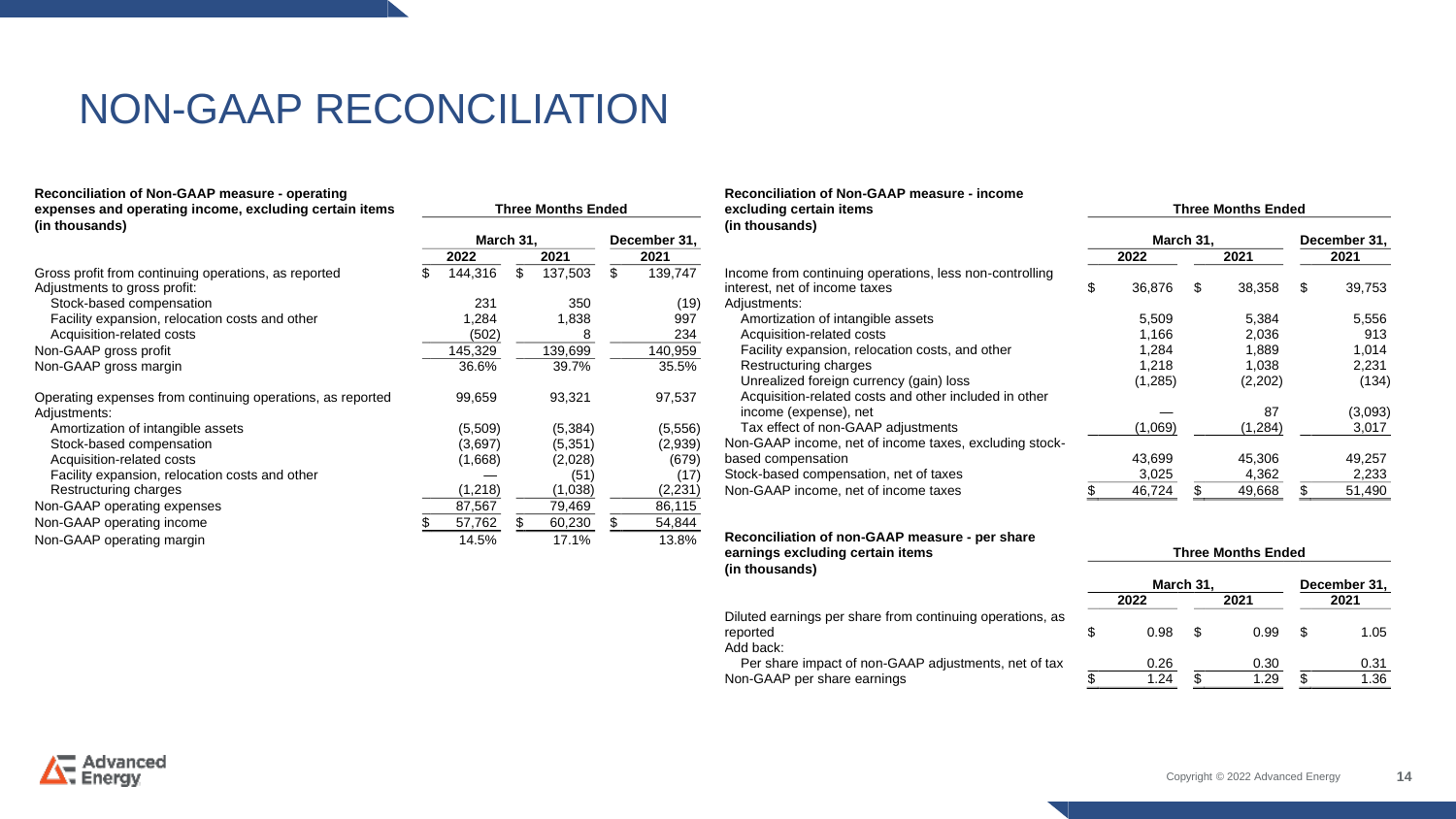# NON-GAAP RECONCILIATION

| Reconciliation of Non-GAAP measure - operating expenses and operating income, excluding certain items (in thousands) | Three Months Ended | | |
|---|---|---|---|
| | March 31, | | December 31, |
| | 2022 | 2021 | 2021 |
| Gross profit from continuing operations, as reported | $ 144,316 | $ 137,503 | $ 139,747 |
| Adjustments to gross profit: | | | |
| Stock-based compensation | 231 | 350 | (19) |
| Facility expansion, relocation costs and other | 1,284 | 1,838 | 997 |
| Acquisition-related costs | (502) | 8 | 234 |
| Non-GAAP gross profit | 145,329 | 139,699 | 140,959 |
| Non-GAAP gross margin | 36.6% | 39.7% | 35.5% |
| Operating expenses from continuing operations, as reported | 99,659 | 93,321 | 97,537 |
| Adjustments: | | | |
| Amortization of intangible assets | (5,509) | (5,384) | (5,556) |
| Stock-based compensation | (3,697) | (5,351) | (2,939) |
| Acquisition-related costs | (1,668) | (2,028) | (679) |
| Facility expansion, relocation costs and other | — | (51) | (17) |
| Restructuring charges | (1,218) | (1,038) | (2,231) |
| Non-GAAP operating expenses | 87,567 | 79,469 | 86,115 |
| Non-GAAP operating income | $ 57,762 | $ 60,230 | $ 54,844 |
| Non-GAAP operating margin | 14.5% | 17.1% | 13.8% |

| Reconciliation of Non-GAAP measure - income excluding certain items (in thousands) | Three Months Ended | | |
|---|---|---|---|
| | March 31, | | December 31, |
| | 2022 | 2021 | 2021 |
| Income from continuing operations, less non-controlling interest, net of income taxes | $ 36,876 | $ 38,358 | $ 39,753 |
| Adjustments: | | | |
| Amortization of intangible assets | 5,509 | 5,384 | 5,556 |
| Acquisition-related costs | 1,166 | 2,036 | 913 |
| Facility expansion, relocation costs, and other | 1,284 | 1,889 | 1,014 |
| Restructuring charges | 1,218 | 1,038 | 2,231 |
| Unrealized foreign currency (gain) loss | (1,285) | (2,202) | (134) |
| Acquisition-related costs and other included in other income (expense), net | — | 87 | (3,093) |
| Tax effect of non-GAAP adjustments | (1,069) | (1,284) | 3,017 |
| Non-GAAP income, net of income taxes, excluding stock-based compensation | 43,699 | 45,306 | 49,257 |
| Stock-based compensation, net of taxes | 3,025 | 4,362 | 2,233 |
| Non-GAAP income, net of income taxes | $ 46,724 | $ 49,668 | $ 51,490 |

| Reconciliation of non-GAAP measure - per share earnings excluding certain items (in thousands) | Three Months Ended | | |
|---|---|---|---|
| | March 31, | | December 31, |
| | 2022 | 2021 | 2021 |
| Diluted earnings per share from continuing operations, as reported | $ 0.98 | $ 0.99 | $ 1.05 |
| Add back: | | | |
| Per share impact of non-GAAP adjustments, net of tax | 0.26 | 0.30 | 0.31 |
| Non-GAAP per share earnings | $ 1.24 | $ 1.29 | $ 1.36 |

Copyright © 2022 Advanced Energy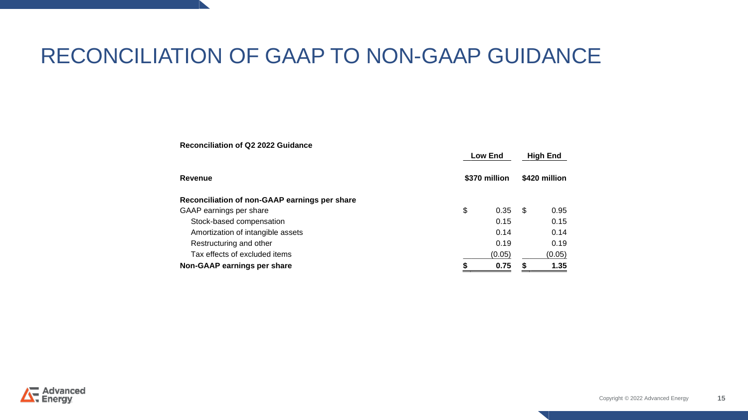# RECONCILIATION OF GAAP TO NON-GAAP GUIDANCE

**Reconciliation of Q2 2022 Guidance**

| | Low End | High End |
|---|---|---|
| **Revenue** | **$370 million** | **$420 million** |
| **Reconciliation of non-GAAP earnings per share** | | |
| GAAP earnings per share | $ 0.35 | $ 0.95 |
| Stock-based compensation | 0.15 | 0.15 |
| Amortization of intangible assets | 0.14 | 0.14 |
| Restructuring and other | 0.19 | 0.19 |
| Tax effects of excluded items | (0.05) | (0.05) |
| **Non-GAAP earnings per share** | **$ 0.75** | **$ 1.35** |